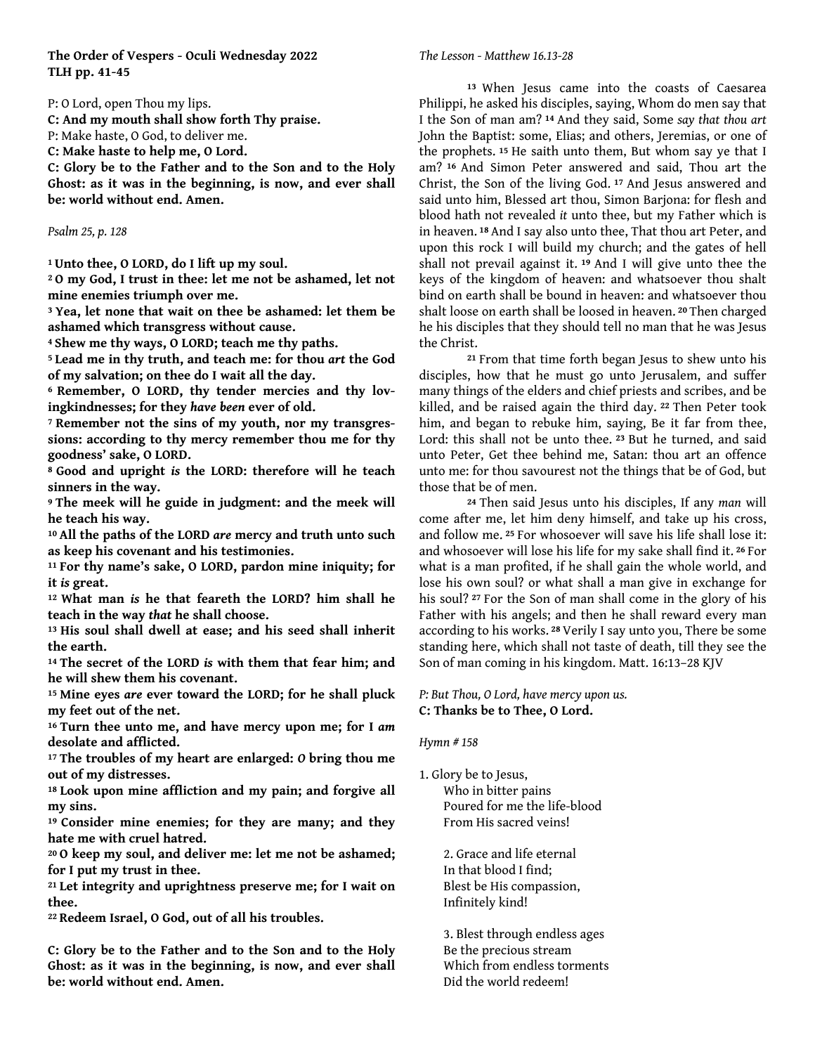**The Order of Vespers - Oculi Wednesday 2022**
**TLH pp. 41-45**

P: O Lord, open Thou my lips.

**C: And my mouth shall show forth Thy praise.**

P: Make haste, O God, to deliver me.

**C: Make haste to help me, O Lord.**

**C: Glory be to the Father and to the Son and to the Holy Ghost: as it was in the beginning, is now, and ever shall be: world without end. Amen.**

*Psalm 25, p. 128*

**1 Unto thee, O LORD, do I lift up my soul.**
**2 O my God, I trust in thee: let me not be ashamed, let not mine enemies triumph over me.**
**3 Yea, let none that wait on thee be ashamed: let them be ashamed which transgress without cause.**
**4 Shew me thy ways, O LORD; teach me thy paths.**
**5 Lead me in thy truth, and teach me: for thou *art* the God of my salvation; on thee do I wait all the day.**
**6 Remember, O LORD, thy tender mercies and thy lovingkindnesses; for they *have been* ever of old.**
**7 Remember not the sins of my youth, nor my transgressions: according to thy mercy remember thou me for thy goodness' sake, O LORD.**
**8 Good and upright *is* the LORD: therefore will he teach sinners in the way.**
**9 The meek will he guide in judgment: and the meek will he teach his way.**
**10 All the paths of the LORD *are* mercy and truth unto such as keep his covenant and his testimonies.**
**11 For thy name's sake, O LORD, pardon mine iniquity; for it *is* great.**
**12 What man *is* he that feareth the LORD? him shall he teach in the way *that* he shall choose.**
**13 His soul shall dwell at ease; and his seed shall inherit the earth.**
**14 The secret of the LORD *is* with them that fear him; and he will shew them his covenant.**
**15 Mine eyes *are* ever toward the LORD; for he shall pluck my feet out of the net.**
**16 Turn thee unto me, and have mercy upon me; for I *am* desolate and afflicted.**
**17 The troubles of my heart are enlarged: O bring thou me out of my distresses.**
**18 Look upon mine affliction and my pain; and forgive all my sins.**
**19 Consider mine enemies; for they are many; and they hate me with cruel hatred.**
**20 O keep my soul, and deliver me: let me not be ashamed; for I put my trust in thee.**
**21 Let integrity and uprightness preserve me; for I wait on thee.**
**22 Redeem Israel, O God, out of all his troubles.**

**C: Glory be to the Father and to the Son and to the Holy Ghost: as it was in the beginning, is now, and ever shall be: world without end. Amen.**

*The Lesson - Matthew 16.13-28*

13 When Jesus came into the coasts of Caesarea Philippi, he asked his disciples, saying, Whom do men say that I the Son of man am? 14 And they said, Some *say that thou art* John the Baptist: some, Elias; and others, Jeremias, or one of the prophets. 15 He saith unto them, But whom say ye that I am? 16 And Simon Peter answered and said, Thou art the Christ, the Son of the living God. 17 And Jesus answered and said unto him, Blessed art thou, Simon Barjona: for flesh and blood hath not revealed *it* unto thee, but my Father which is in heaven. 18 And I say also unto thee, That thou art Peter, and upon this rock I will build my church; and the gates of hell shall not prevail against it. 19 And I will give unto thee the keys of the kingdom of heaven: and whatsoever thou shalt bind on earth shall be bound in heaven: and whatsoever thou shalt loose on earth shall be loosed in heaven. 20 Then charged he his disciples that they should tell no man that he was Jesus the Christ.

21 From that time forth began Jesus to shew unto his disciples, how that he must go unto Jerusalem, and suffer many things of the elders and chief priests and scribes, and be killed, and be raised again the third day. 22 Then Peter took him, and began to rebuke him, saying, Be it far from thee, Lord: this shall not be unto thee. 23 But he turned, and said unto Peter, Get thee behind me, Satan: thou art an offence unto me: for thou savourest not the things that be of God, but those that be of men.

24 Then said Jesus unto his disciples, If any *man* will come after me, let him deny himself, and take up his cross, and follow me. 25 For whosoever will save his life shall lose it: and whosoever will lose his life for my sake shall find it. 26 For what is a man profited, if he shall gain the whole world, and lose his own soul? or what shall a man give in exchange for his soul? 27 For the Son of man shall come in the glory of his Father with his angels; and then he shall reward every man according to his works. 28 Verily I say unto you, There be some standing here, which shall not taste of death, till they see the Son of man coming in his kingdom. Matt. 16:13–28 KJV

*P: But Thou, O Lord, have mercy upon us.*

**C: Thanks be to Thee, O Lord.**

*Hymn # 158*

1. Glory be to Jesus,
Who in bitter pains
Poured for me the life-blood
From His sacred veins!

2. Grace and life eternal
In that blood I find;
Blest be His compassion,
Infinitely kind!

3. Blest through endless ages
Be the precious stream
Which from endless torments
Did the world redeem!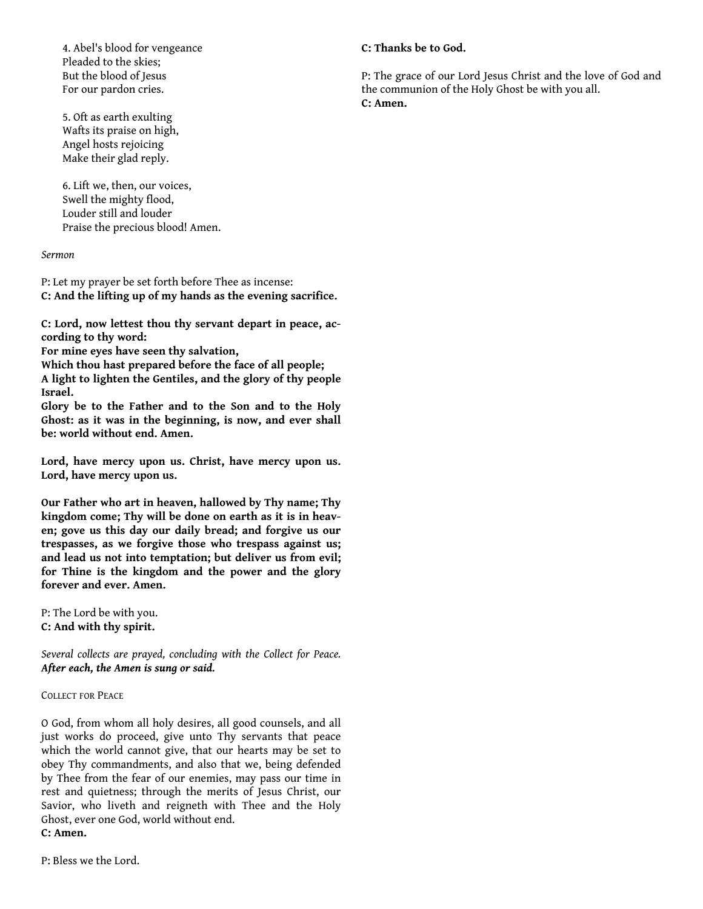4. Abel's blood for vengeance
Pleaded to the skies;
But the blood of Jesus
For our pardon cries.

5. Oft as earth exulting
Wafts its praise on high,
Angel hosts rejoicing
Make their glad reply.

6. Lift we, then, our voices,
Swell the mighty flood,
Louder still and louder
Praise the precious blood! Amen.

*Sermon*

P: Let my prayer be set forth before Thee as incense:
**C: And the lifting up of my hands as the evening sacrifice.**

**C: Lord, now lettest thou thy servant depart in peace, according to thy word:**
**For mine eyes have seen thy salvation,**
**Which thou hast prepared before the face of all people;**
**A light to lighten the Gentiles, and the glory of thy people Israel.**
**Glory be to the Father and to the Son and to the Holy Ghost: as it was in the beginning, is now, and ever shall be: world without end. Amen.**

**Lord, have mercy upon us. Christ, have mercy upon us. Lord, have mercy upon us.**

**Our Father who art in heaven, hallowed by Thy name; Thy kingdom come; Thy will be done on earth as it is in heaven; gove us this day our daily bread; and forgive us our trespasses, as we forgive those who trespass against us; and lead us not into temptation; but deliver us from evil; for Thine is the kingdom and the power and the glory forever and ever. Amen.**

P: The Lord be with you.
**C: And with thy spirit.**

*Several collects are prayed, concluding with the Collect for Peace.* ***After each, the Amen is sung or said.***

COLLECT FOR PEACE

O God, from whom all holy desires, all good counsels, and all just works do proceed, give unto Thy servants that peace which the world cannot give, that our hearts may be set to obey Thy commandments, and also that we, being defended by Thee from the fear of our enemies, may pass our time in rest and quietness; through the merits of Jesus Christ, our Savior, who liveth and reigneth with Thee and the Holy Ghost, ever one God, world without end.
**C: Amen.**

P: Bless we the Lord.
**C: Thanks be to God.**

P: The grace of our Lord Jesus Christ and the love of God and the communion of the Holy Ghost be with you all.
**C: Amen.**